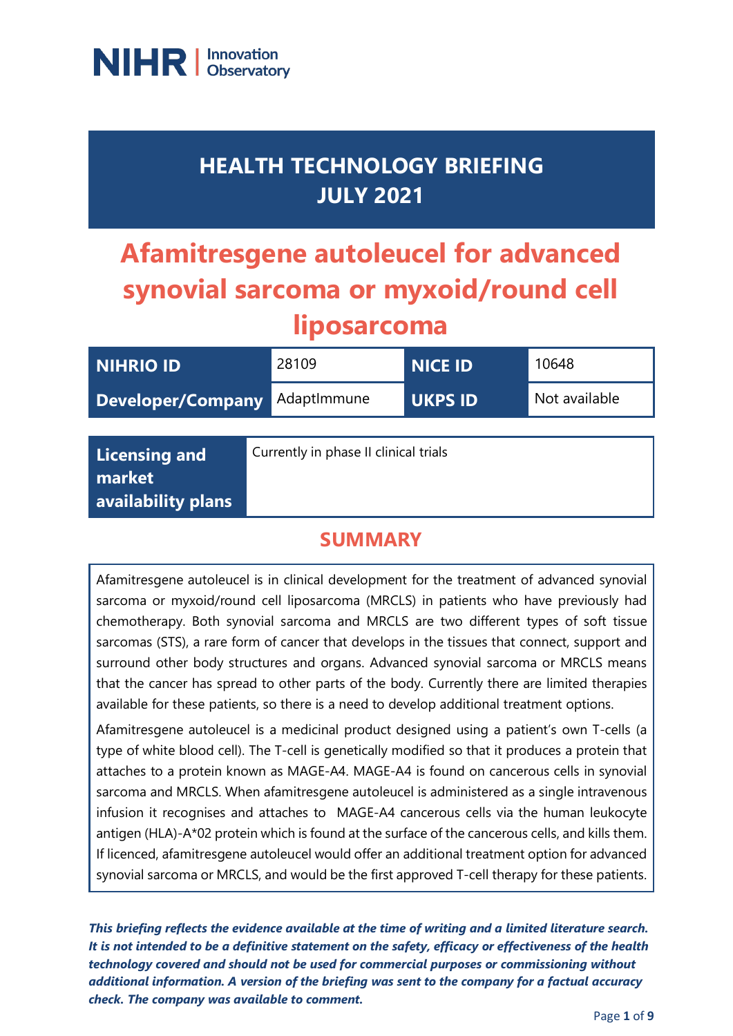NIHR | Innovation Observatory

# HEALTH TECHNOLOGY BRIEFING
# JULY 2021

# Afamitresgene autoleucel for advanced synovial sarcoma or myxoid/round cell liposarcoma

| NIHRIO ID | 28109 | NICE ID | 10648 |
|---|---|---|---|
| Developer/Company | AdaptImmune | UKPS ID | Not available |

| Licensing and market availability plans | Currently in phase II clinical trials |
|---|---|

## SUMMARY

Afamitresgene autoleucel is in clinical development for the treatment of advanced synovial sarcoma or myxoid/round cell liposarcoma (MRCLS) in patients who have previously had chemotherapy. Both synovial sarcoma and MRCLS are two different types of soft tissue sarcomas (STS), a rare form of cancer that develops in the tissues that connect, support and surround other body structures and organs. Advanced synovial sarcoma or MRCLS means that the cancer has spread to other parts of the body. Currently there are limited therapies available for these patients, so there is a need to develop additional treatment options.

Afamitresgene autoleucel is a medicinal product designed using a patient's own T-cells (a type of white blood cell). The T-cell is genetically modified so that it produces a protein that attaches to a protein known as MAGE-A4. MAGE-A4 is found on cancerous cells in synovial sarcoma and MRCLS. When afamitresgene autoleucel is administered as a single intravenous infusion it recognises and attaches to MAGE-A4 cancerous cells via the human leukocyte antigen (HLA)-A*02 protein which is found at the surface of the cancerous cells, and kills them. If licenced, afamitresgene autoleucel would offer an additional treatment option for advanced synovial sarcoma or MRCLS, and would be the first approved T-cell therapy for these patients.

***This briefing reflects the evidence available at the time of writing and a limited literature search. It is not intended to be a definitive statement on the safety, efficacy or effectiveness of the health technology covered and should not be used for commercial purposes or commissioning without additional information. A version of the briefing was sent to the company for a factual accuracy check. The company was available to comment.***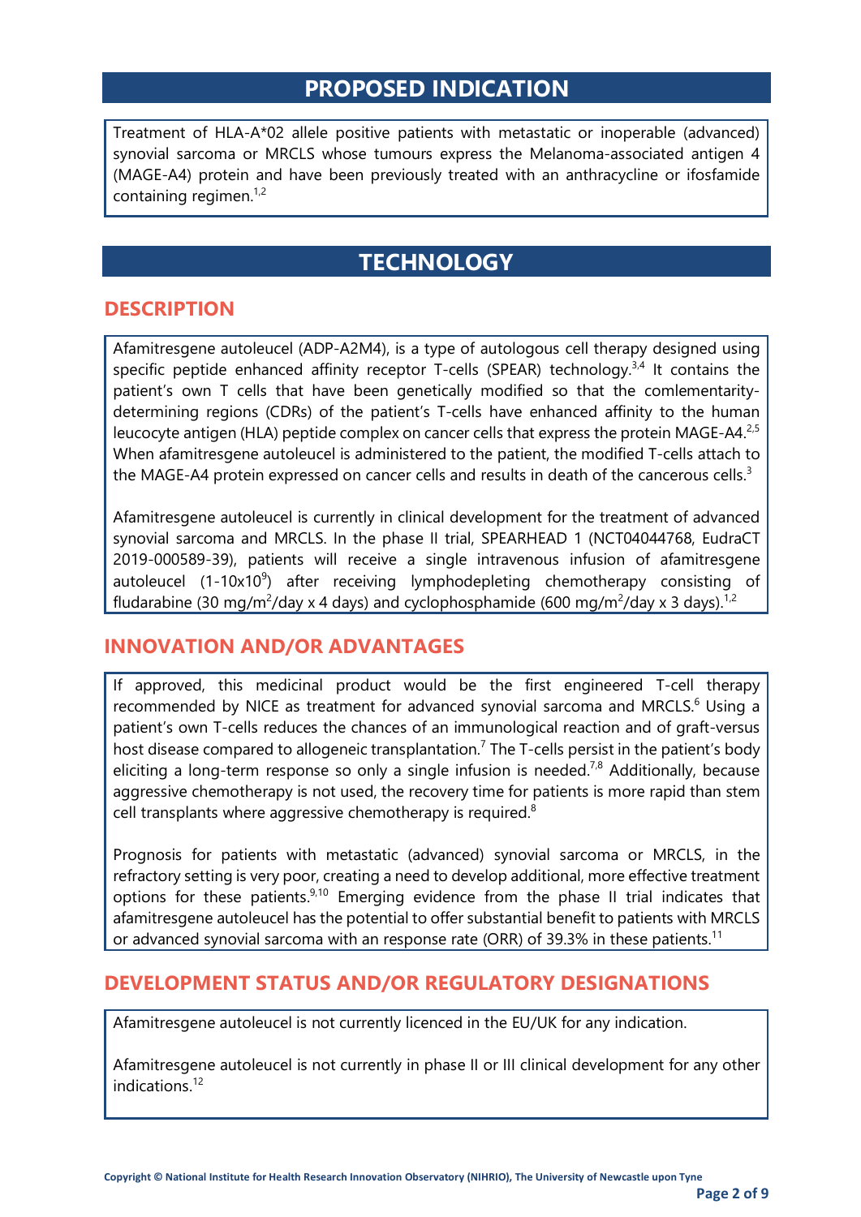## PROPOSED INDICATION

Treatment of HLA-A*02 allele positive patients with metastatic or inoperable (advanced) synovial sarcoma or MRCLS whose tumours express the Melanoma-associated antigen 4 (MAGE-A4) protein and have been previously treated with an anthracycline or ifosfamide containing regimen.[1,2]

## TECHNOLOGY

### DESCRIPTION

Afamitresgene autoleucel (ADP-A2M4), is a type of autologous cell therapy designed using specific peptide enhanced affinity receptor T-cells (SPEAR) technology.[3,4] It contains the patient's own T cells that have been genetically modified so that the comlementarity-determining regions (CDRs) of the patient's T-cells have enhanced affinity to the human leucocyte antigen (HLA) peptide complex on cancer cells that express the protein MAGE-A4.[2,5] When afamitresgene autoleucel is administered to the patient, the modified T-cells attach to the MAGE-A4 protein expressed on cancer cells and results in death of the cancerous cells.[3]

Afamitresgene autoleucel is currently in clinical development for the treatment of advanced synovial sarcoma and MRCLS. In the phase II trial, SPEARHEAD 1 (NCT04044768, EudraCT 2019-000589-39), patients will receive a single intravenous infusion of afamitresgene autoleucel ($1\text{-}10 \times 10^9$) after receiving lymphodepleting chemotherapy consisting of fludarabine (30 $mg/m^2$/day x 4 days) and cyclophosphamide (600 $mg/m^2$/day x 3 days).[1,2]

### INNOVATION AND/OR ADVANTAGES

If approved, this medicinal product would be the first engineered T-cell therapy recommended by NICE as treatment for advanced synovial sarcoma and MRCLS.[6] Using a patient's own T-cells reduces the chances of an immunological reaction and of graft-versus host disease compared to allogeneic transplantation.[7] The T-cells persist in the patient's body eliciting a long-term response so only a single infusion is needed.[7,8] Additionally, because aggressive chemotherapy is not used, the recovery time for patients is more rapid than stem cell transplants where aggressive chemotherapy is required.[8]

Prognosis for patients with metastatic (advanced) synovial sarcoma or MRCLS, in the refractory setting is very poor, creating a need to develop additional, more effective treatment options for these patients.[9,10] Emerging evidence from the phase II trial indicates that afamitresgene autoleucel has the potential to offer substantial benefit to patients with MRCLS or advanced synovial sarcoma with an response rate (ORR) of 39.3% in these patients.[11]

### DEVELOPMENT STATUS AND/OR REGULATORY DESIGNATIONS

Afamitresgene autoleucel is not currently licenced in the EU/UK for any indication.

Afamitresgene autoleucel is not currently in phase II or III clinical development for any other indications.[12]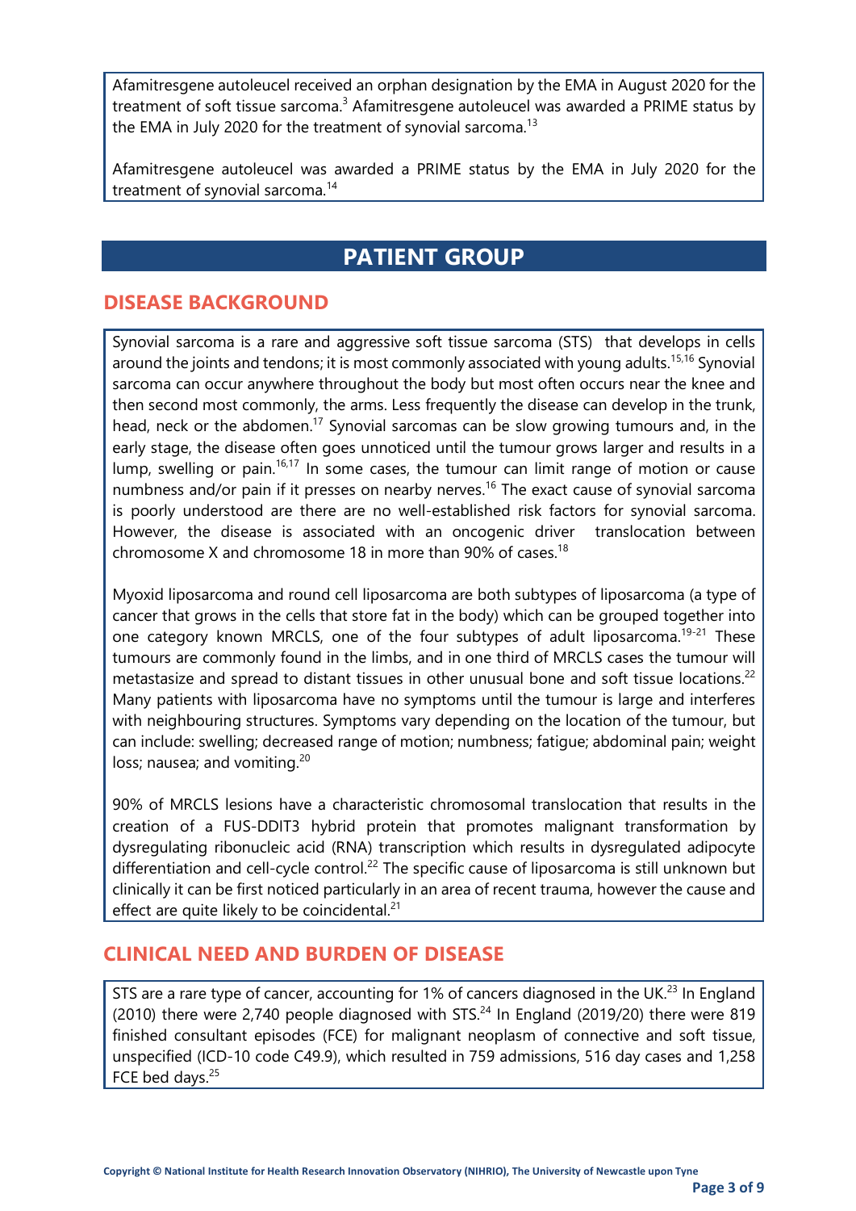Afamitresgene autoleucel received an orphan designation by the EMA in August 2020 for the treatment of soft tissue sarcoma.[3] Afamitresgene autoleucel was awarded a PRIME status by the EMA in July 2020 for the treatment of synovial sarcoma.[13]

Afamitresgene autoleucel was awarded a PRIME status by the EMA in July 2020 for the treatment of synovial sarcoma.[14]

# PATIENT GROUP

## DISEASE BACKGROUND

Synovial sarcoma is a rare and aggressive soft tissue sarcoma (STS) that develops in cells around the joints and tendons; it is most commonly associated with young adults.[15,16] Synovial sarcoma can occur anywhere throughout the body but most often occurs near the knee and then second most commonly, the arms. Less frequently the disease can develop in the trunk, head, neck or the abdomen.[17] Synovial sarcomas can be slow growing tumours and, in the early stage, the disease often goes unnoticed until the tumour grows larger and results in a lump, swelling or pain.[16,17] In some cases, the tumour can limit range of motion or cause numbness and/or pain if it presses on nearby nerves.[16] The exact cause of synovial sarcoma is poorly understood are there are no well-established risk factors for synovial sarcoma. However, the disease is associated with an oncogenic driver translocation between chromosome X and chromosome 18 in more than 90% of cases.[18]

Myoxid liposarcoma and round cell liposarcoma are both subtypes of liposarcoma (a type of cancer that grows in the cells that store fat in the body) which can be grouped together into one category known MRCLS, one of the four subtypes of adult liposarcoma.[19-21] These tumours are commonly found in the limbs, and in one third of MRCLS cases the tumour will metastasize and spread to distant tissues in other unusual bone and soft tissue locations.[22] Many patients with liposarcoma have no symptoms until the tumour is large and interferes with neighbouring structures. Symptoms vary depending on the location of the tumour, but can include: swelling; decreased range of motion; numbness; fatigue; abdominal pain; weight loss; nausea; and vomiting.[20]

90% of MRCLS lesions have a characteristic chromosomal translocation that results in the creation of a FUS-DDIT3 hybrid protein that promotes malignant transformation by dysregulating ribonucleic acid (RNA) transcription which results in dysregulated adipocyte differentiation and cell-cycle control.[22] The specific cause of liposarcoma is still unknown but clinically it can be first noticed particularly in an area of recent trauma, however the cause and effect are quite likely to be coincidental.[21]

## CLINICAL NEED AND BURDEN OF DISEASE

STS are a rare type of cancer, accounting for 1% of cancers diagnosed in the UK.[23] In England (2010) there were 2,740 people diagnosed with STS.[24] In England (2019/20) there were 819 finished consultant episodes (FCE) for malignant neoplasm of connective and soft tissue, unspecified (ICD-10 code C49.9), which resulted in 759 admissions, 516 day cases and 1,258 FCE bed days.[25]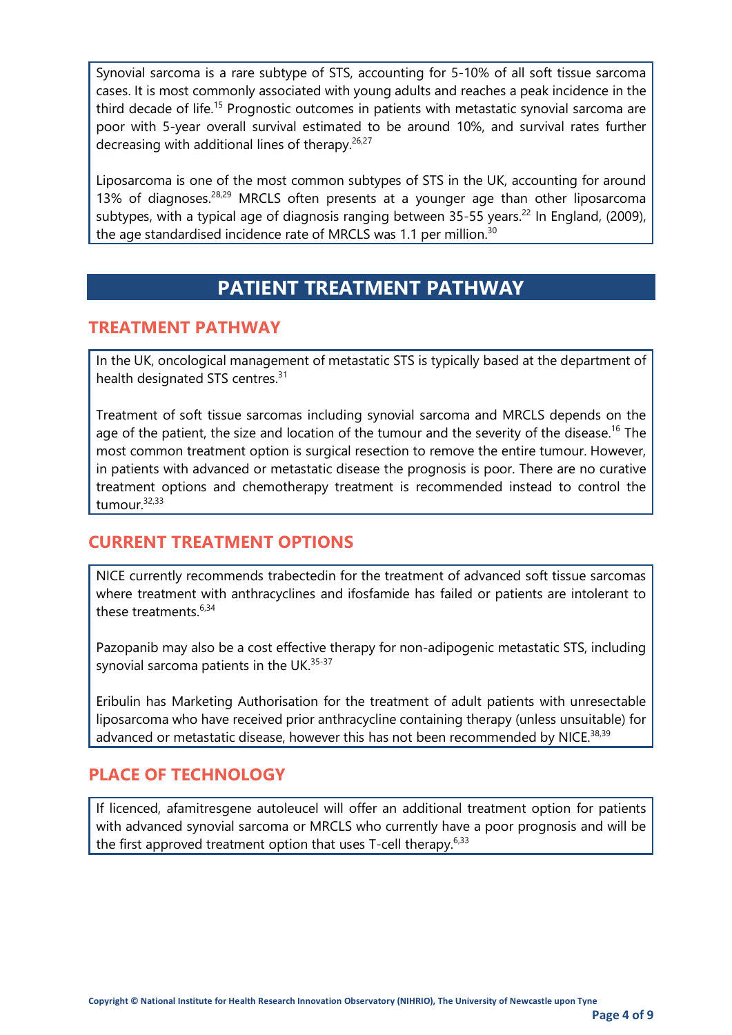Synovial sarcoma is a rare subtype of STS, accounting for 5-10% of all soft tissue sarcoma cases. It is most commonly associated with young adults and reaches a peak incidence in the third decade of life.[15] Prognostic outcomes in patients with metastatic synovial sarcoma are poor with 5-year overall survival estimated to be around 10%, and survival rates further decreasing with additional lines of therapy.[26,27]

Liposarcoma is one of the most common subtypes of STS in the UK, accounting for around 13% of diagnoses.[28,29] MRCLS often presents at a younger age than other liposarcoma subtypes, with a typical age of diagnosis ranging between 35-55 years.[22] In England, (2009), the age standardised incidence rate of MRCLS was 1.1 per million.[30]

# PATIENT TREATMENT PATHWAY

## TREATMENT PATHWAY

In the UK, oncological management of metastatic STS is typically based at the department of health designated STS centres.[31]

Treatment of soft tissue sarcomas including synovial sarcoma and MRCLS depends on the age of the patient, the size and location of the tumour and the severity of the disease.[16] The most common treatment option is surgical resection to remove the entire tumour. However, in patients with advanced or metastatic disease the prognosis is poor. There are no curative treatment options and chemotherapy treatment is recommended instead to control the tumour.[32,33]

## CURRENT TREATMENT OPTIONS

NICE currently recommends trabectedin for the treatment of advanced soft tissue sarcomas where treatment with anthracyclines and ifosfamide has failed or patients are intolerant to these treatments.[6,34]

Pazopanib may also be a cost effective therapy for non-adipogenic metastatic STS, including synovial sarcoma patients in the UK.[35-37]

Eribulin has Marketing Authorisation for the treatment of adult patients with unresectable liposarcoma who have received prior anthracycline containing therapy (unless unsuitable) for advanced or metastatic disease, however this has not been recommended by NICE.[38,39]

## PLACE OF TECHNOLOGY

If licenced, afamitresgene autoleucel will offer an additional treatment option for patients with advanced synovial sarcoma or MRCLS who currently have a poor prognosis and will be the first approved treatment option that uses T-cell therapy.[6,33]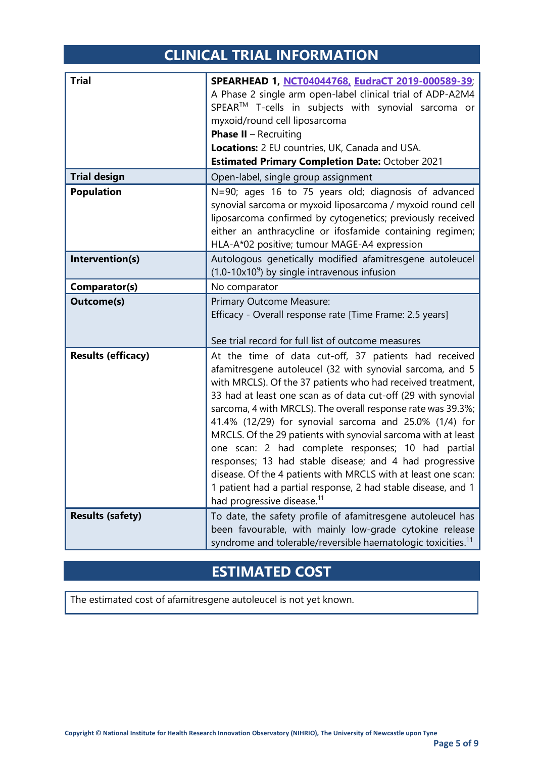## CLINICAL TRIAL INFORMATION

| | |
|---|---|
| **Trial** | **SPEARHEAD 1,** NCT04044768, EudraCT 2019-000589-39; A Phase 2 single arm open-label clinical trial of ADP-A2M4 SPEAR™ T-cells in subjects with synovial sarcoma or myxoid/round cell liposarcoma<br>**Phase II** – Recruiting<br>**Locations:** 2 EU countries, UK, Canada and USA.<br>**Estimated Primary Completion Date:** October 2021 |
| **Trial design** | Open-label, single group assignment |
| **Population** | N=90; ages 16 to 75 years old; diagnosis of advanced synovial sarcoma or myxoid liposarcoma / myxoid round cell liposarcoma confirmed by cytogenetics; previously received either an anthracycline or ifosfamide containing regimen; HLA-A*02 positive; tumour MAGE-A4 expression |
| **Intervention(s)** | Autologous genetically modified afamitresgene autoleucel ($1.0\text{-}10 \times 10^9$) by single intravenous infusion |
| **Comparator(s)** | No comparator |
| **Outcome(s)** | Primary Outcome Measure:<br>Efficacy - Overall response rate [Time Frame: 2.5 years]<br><br>See trial record for full list of outcome measures |
| **Results (efficacy)** | At the time of data cut-off, 37 patients had received afamitresgene autoleucel (32 with synovial sarcoma, and 5 with MRCLS). Of the 37 patients who had received treatment, 33 had at least one scan as of data cut-off (29 with synovial sarcoma, 4 with MRCLS). The overall response rate was 39.3%; 41.4% (12/29) for synovial sarcoma and 25.0% (1/4) for MRCLS. Of the 29 patients with synovial sarcoma with at least one scan: 2 had complete responses; 10 had partial responses; 13 had stable disease; and 4 had progressive disease. Of the 4 patients with MRCLS with at least one scan: 1 patient had a partial response, 2 had stable disease, and 1 had progressive disease.[11] |
| **Results (safety)** | To date, the safety profile of afamitresgene autoleucel has been favourable, with mainly low-grade cytokine release syndrome and tolerable/reversible haematologic toxicities.[11] |

## ESTIMATED COST

The estimated cost of afamitresgene autoleucel is not yet known.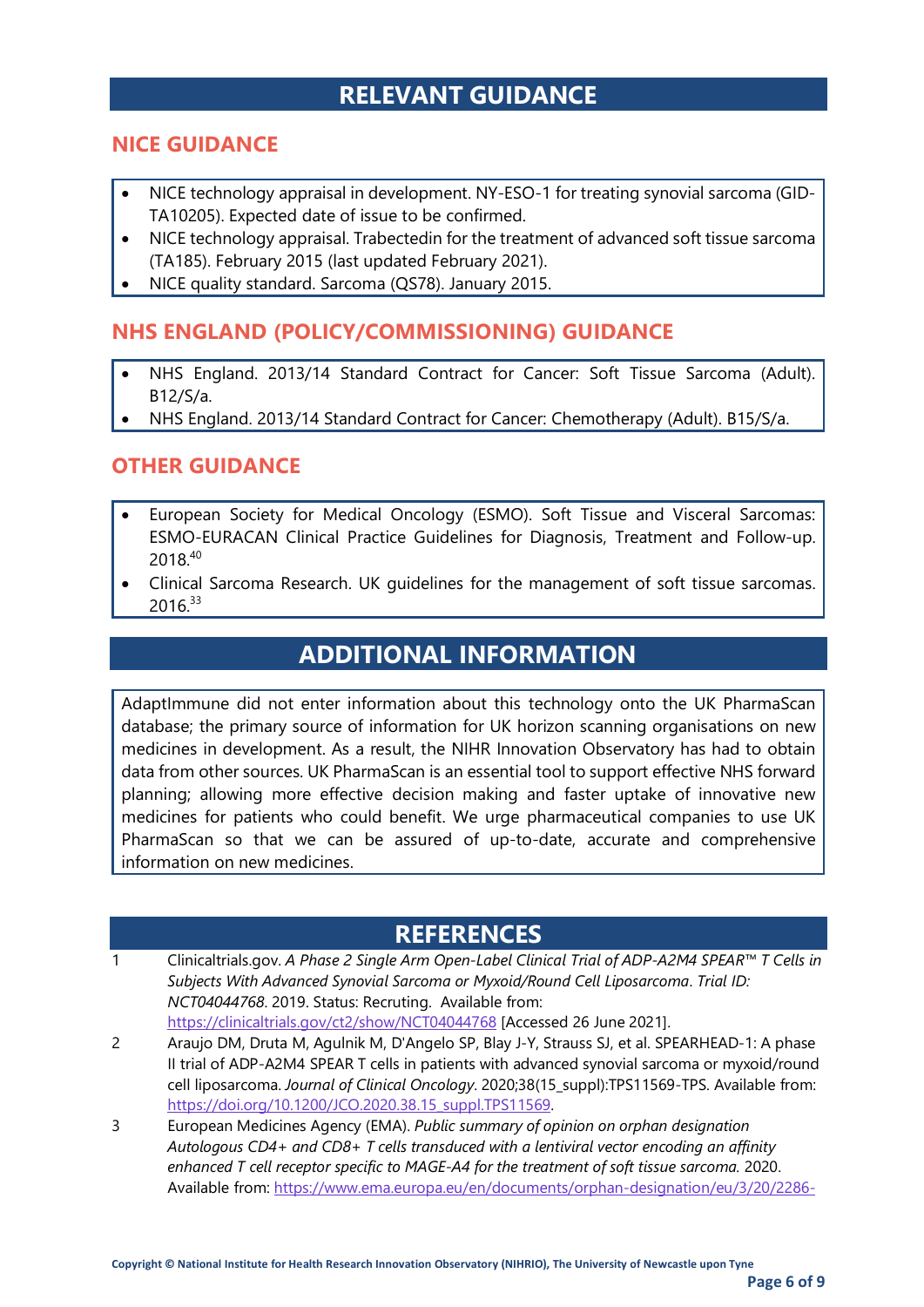# RELEVANT GUIDANCE

## NICE GUIDANCE

- NICE technology appraisal in development. NY-ESO-1 for treating synovial sarcoma (GID-TA10205). Expected date of issue to be confirmed.
- NICE technology appraisal. Trabectedin for the treatment of advanced soft tissue sarcoma (TA185). February 2015 (last updated February 2021).
- NICE quality standard. Sarcoma (QS78). January 2015.

## NHS ENGLAND (POLICY/COMMISSIONING) GUIDANCE

- NHS England. 2013/14 Standard Contract for Cancer: Soft Tissue Sarcoma (Adult). B12/S/a.
- NHS England. 2013/14 Standard Contract for Cancer: Chemotherapy (Adult). B15/S/a.

## OTHER GUIDANCE

- European Society for Medical Oncology (ESMO). Soft Tissue and Visceral Sarcomas: ESMO-EURACAN Clinical Practice Guidelines for Diagnosis, Treatment and Follow-up. 2018.[40]
- Clinical Sarcoma Research. UK guidelines for the management of soft tissue sarcomas. 2016.[33]

# ADDITIONAL INFORMATION

AdaptImmune did not enter information about this technology onto the UK PharmaScan database; the primary source of information for UK horizon scanning organisations on new medicines in development. As a result, the NIHR Innovation Observatory has had to obtain data from other sources. UK PharmaScan is an essential tool to support effective NHS forward planning; allowing more effective decision making and faster uptake of innovative new medicines for patients who could benefit. We urge pharmaceutical companies to use UK PharmaScan so that we can be assured of up-to-date, accurate and comprehensive information on new medicines.

# REFERENCES

1. Clinicaltrials.gov. *A Phase 2 Single Arm Open-Label Clinical Trial of ADP-A2M4 SPEAR™ T Cells in Subjects With Advanced Synovial Sarcoma or Myxoid/Round Cell Liposarcoma*. *Trial ID: NCT04044768*. 2019. Status: Recruting. Available from: https://clinicaltrials.gov/ct2/show/NCT04044768 [Accessed 26 June 2021].
2. Araujo DM, Druta M, Agulnik M, D'Angelo SP, Blay J-Y, Strauss SJ, et al. SPEARHEAD-1: A phase II trial of ADP-A2M4 SPEAR T cells in patients with advanced synovial sarcoma or myxoid/round cell liposarcoma. *Journal of Clinical Oncology*. 2020;38(15_suppl):TPS11569-TPS. Available from: https://doi.org/10.1200/JCO.2020.38.15_suppl.TPS11569.
3. European Medicines Agency (EMA). *Public summary of opinion on orphan designation Autologous CD4+ and CD8+ T cells transduced with a lentiviral vector encoding an affinity enhanced T cell receptor specific to MAGE-A4 for the treatment of soft tissue sarcoma.* 2020. Available from: https://www.ema.europa.eu/en/documents/orphan-designation/eu/3/20/2286-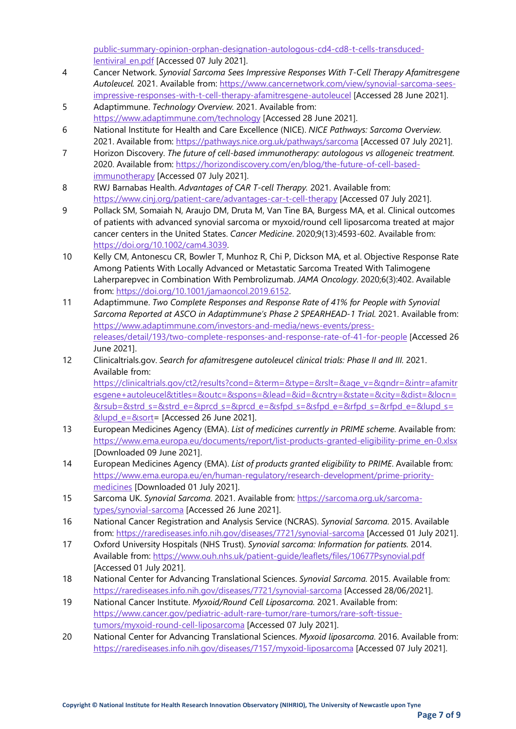public-summary-opinion-orphan-designation-autologous-cd4-cd8-t-cells-transduced-lentiviral_en.pdf [Accessed 07 July 2021].

4. Cancer Network. *Synovial Sarcoma Sees Impressive Responses With T-Cell Therapy Afamitresgene Autoleucel.* 2021. Available from: https://www.cancernetwork.com/view/synovial-sarcoma-sees-impressive-responses-with-t-cell-therapy-afamitresgene-autoleucel [Accessed 28 June 2021].
5. Adaptimmune. *Technology Overview.* 2021. Available from: https://www.adaptimmune.com/technology [Accessed 28 June 2021].
6. National Institute for Health and Care Excellence (NICE). *NICE Pathways: Sarcoma Overview.* 2021. Available from: https://pathways.nice.org.uk/pathways/sarcoma [Accessed 07 July 2021].
7. Horizon Discovery. *The future of cell-based immunotherapy: autologous vs allogeneic treatment.* 2020. Available from: https://horizondiscovery.com/en/blog/the-future-of-cell-based-immunotherapy [Accessed 07 July 2021].
8. RWJ Barnabas Health. *Advantages of CAR T-cell Therapy.* 2021. Available from: https://www.cinj.org/patient-care/advantages-car-t-cell-therapy [Accessed 07 July 2021].
9. Pollack SM, Somaiah N, Araujo DM, Druta M, Van Tine BA, Burgess MA, et al. Clinical outcomes of patients with advanced synovial sarcoma or myxoid/round cell liposarcoma treated at major cancer centers in the United States. *Cancer Medicine*. 2020;9(13):4593-602. Available from: https://doi.org/10.1002/cam4.3039.
10. Kelly CM, Antonescu CR, Bowler T, Munhoz R, Chi P, Dickson MA, et al. Objective Response Rate Among Patients With Locally Advanced or Metastatic Sarcoma Treated With Talimogene Laherparepvec in Combination With Pembrolizumab. *JAMA Oncology*. 2020;6(3):402. Available from: https://doi.org/10.1001/jamaoncol.2019.6152.
11. Adaptimmune. *Two Complete Responses and Response Rate of 41% for People with Synovial Sarcoma Reported at ASCO in Adaptimmune's Phase 2 SPEARHEAD-1 Trial.* 2021. Available from: https://www.adaptimmune.com/investors-and-media/news-events/press-releases/detail/193/two-complete-responses-and-response-rate-of-41-for-people [Accessed 26 June 2021].
12. Clinicaltrials.gov. *Search for afamitresgene autoleucel clinical trials: Phase II and III.* 2021. Available from: https://clinicaltrials.gov/ct2/results?cond=&term=&type=&rslt=&age_v=&gndr=&intr=afamitresgene+autoleucel&titles=&outc=&spons=&lead=&id=&cntry=&state=&city=&dist=&locn=&rsub=&strd_s=&strd_e=&prcd_s=&prcd_e=&sfpd_s=&sfpd_e=&rfpd_s=&rfpd_e=&lupd_s=&lupd_e=&sort= [Accessed 26 June 2021].
13. European Medicines Agency (EMA). *List of medicines currently in PRIME scheme.* Available from: https://www.ema.europa.eu/documents/report/list-products-granted-eligibility-prime_en-0.xlsx [Downloaded 09 June 2021].
14. European Medicines Agency (EMA). *List of products granted eligibility to PRIME.* Available from: https://www.ema.europa.eu/en/human-regulatory/research-development/prime-priority-medicines [Downloaded 01 July 2021].
15. Sarcoma UK. *Synovial Sarcoma.* 2021. Available from: https://sarcoma.org.uk/sarcoma-types/synovial-sarcoma [Accessed 26 June 2021].
16. National Cancer Registration and Analysis Service (NCRAS). *Synovial Sarcoma.* 2015. Available from: https://rarediseases.info.nih.gov/diseases/7721/synovial-sarcoma [Accessed 01 July 2021].
17. Oxford University Hospitals (NHS Trust). *Synovial sarcoma: Information for patients.* 2014. Available from: https://www.ouh.nhs.uk/patient-guide/leaflets/files/10677Psynovial.pdf [Accessed 01 July 2021].
18. National Center for Advancing Translational Sciences. *Synovial Sarcoma.* 2015. Available from: https://rarediseases.info.nih.gov/diseases/7721/synovial-sarcoma [Accessed 28/06/2021].
19. National Cancer Institute. *Myxoid/Round Cell Liposarcoma.* 2021. Available from: https://www.cancer.gov/pediatric-adult-rare-tumor/rare-tumors/rare-soft-tissue-tumors/myxoid-round-cell-liposarcoma [Accessed 07 July 2021].
20. National Center for Advancing Translational Sciences. *Myxoid liposarcoma.* 2016. Available from: https://rarediseases.info.nih.gov/diseases/7157/myxoid-liposarcoma [Accessed 07 July 2021].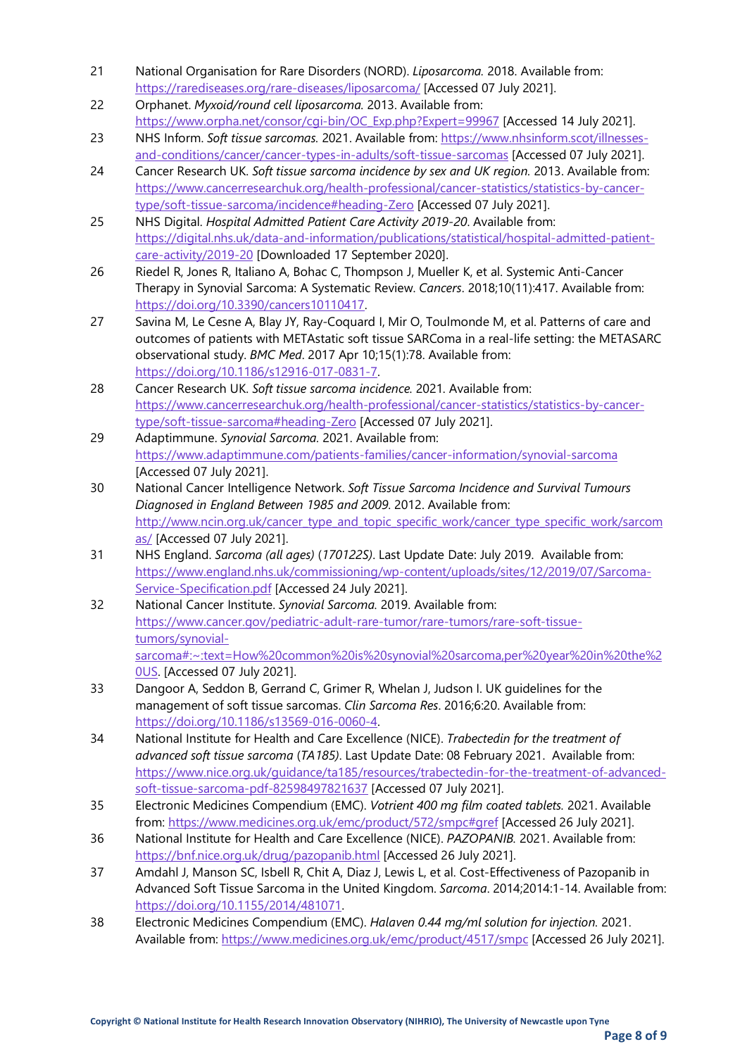21 National Organisation for Rare Disorders (NORD). *Liposarcoma.* 2018. Available from: https://rarediseases.org/rare-diseases/liposarcoma/ [Accessed 07 July 2021].

22 Orphanet. *Myxoid/round cell liposarcoma.* 2013. Available from: https://www.orpha.net/consor/cgi-bin/OC_Exp.php?Expert=99967 [Accessed 14 July 2021].

23 NHS Inform. *Soft tissue sarcomas.* 2021. Available from: https://www.nhsinform.scot/illnesses-and-conditions/cancer/cancer-types-in-adults/soft-tissue-sarcomas [Accessed 07 July 2021].

24 Cancer Research UK. *Soft tissue sarcoma incidence by sex and UK region.* 2013. Available from: https://www.cancerresearchuk.org/health-professional/cancer-statistics/statistics-by-cancer-type/soft-tissue-sarcoma/incidence#heading-Zero [Accessed 07 July 2021].

25 NHS Digital. *Hospital Admitted Patient Care Activity 2019-20*. Available from: https://digital.nhs.uk/data-and-information/publications/statistical/hospital-admitted-patient-care-activity/2019-20 [Downloaded 17 September 2020].

26 Riedel R, Jones R, Italiano A, Bohac C, Thompson J, Mueller K, et al. Systemic Anti-Cancer Therapy in Synovial Sarcoma: A Systematic Review. *Cancers*. 2018;10(11):417. Available from: https://doi.org/10.3390/cancers10110417.

27 Savina M, Le Cesne A, Blay JY, Ray-Coquard I, Mir O, Toulmonde M, et al. Patterns of care and outcomes of patients with METAstatic soft tissue SARComa in a real-life setting: the METASARC observational study. *BMC Med*. 2017 Apr 10;15(1):78. Available from: https://doi.org/10.1186/s12916-017-0831-7.

28 Cancer Research UK. *Soft tissue sarcoma incidence.* 2021. Available from: https://www.cancerresearchuk.org/health-professional/cancer-statistics/statistics-by-cancer-type/soft-tissue-sarcoma#heading-Zero [Accessed 07 July 2021].

29 Adaptimmune. *Synovial Sarcoma.* 2021. Available from: https://www.adaptimmune.com/patients-families/cancer-information/synovial-sarcoma [Accessed 07 July 2021].

30 National Cancer Intelligence Network. *Soft Tissue Sarcoma Incidence and Survival Tumours Diagnosed in England Between 1985 and 2009.* 2012. Available from: http://www.ncin.org.uk/cancer_type_and_topic_specific_work/cancer_type_specific_work/sarcomas/ [Accessed 07 July 2021].

31 NHS England. *Sarcoma (all ages) (170122S)*. Last Update Date: July 2019. Available from: https://www.england.nhs.uk/commissioning/wp-content/uploads/sites/12/2019/07/Sarcoma-Service-Specification.pdf [Accessed 24 July 2021].

32 National Cancer Institute. *Synovial Sarcoma.* 2019. Available from: https://www.cancer.gov/pediatric-adult-rare-tumor/rare-tumors/rare-soft-tissue-tumors/synovial-sarcoma#:~:text=How%20common%20is%20synovial%20sarcoma,per%20year%20in%20the%20US. [Accessed 07 July 2021].

33 Dangoor A, Seddon B, Gerrand C, Grimer R, Whelan J, Judson I. UK guidelines for the management of soft tissue sarcomas. *Clin Sarcoma Res*. 2016;6:20. Available from: https://doi.org/10.1186/s13569-016-0060-4.

34 National Institute for Health and Care Excellence (NICE). *Trabectedin for the treatment of advanced soft tissue sarcoma (TA185)*. Last Update Date: 08 February 2021. Available from: https://www.nice.org.uk/guidance/ta185/resources/trabectedin-for-the-treatment-of-advanced-soft-tissue-sarcoma-pdf-82598497821637 [Accessed 07 July 2021].

35 Electronic Medicines Compendium (EMC). *Votrient 400 mg film coated tablets.* 2021. Available from: https://www.medicines.org.uk/emc/product/572/smpc#gref [Accessed 26 July 2021].

36 National Institute for Health and Care Excellence (NICE). *PAZOPANIB.* 2021. Available from: https://bnf.nice.org.uk/drug/pazopanib.html [Accessed 26 July 2021].

37 Amdahl J, Manson SC, Isbell R, Chit A, Diaz J, Lewis L, et al. Cost-Effectiveness of Pazopanib in Advanced Soft Tissue Sarcoma in the United Kingdom. *Sarcoma*. 2014;2014:1-14. Available from: https://doi.org/10.1155/2014/481071.

38 Electronic Medicines Compendium (EMC). *Halaven 0.44 mg/ml solution for injection.* 2021. Available from: https://www.medicines.org.uk/emc/product/4517/smpc [Accessed 26 July 2021].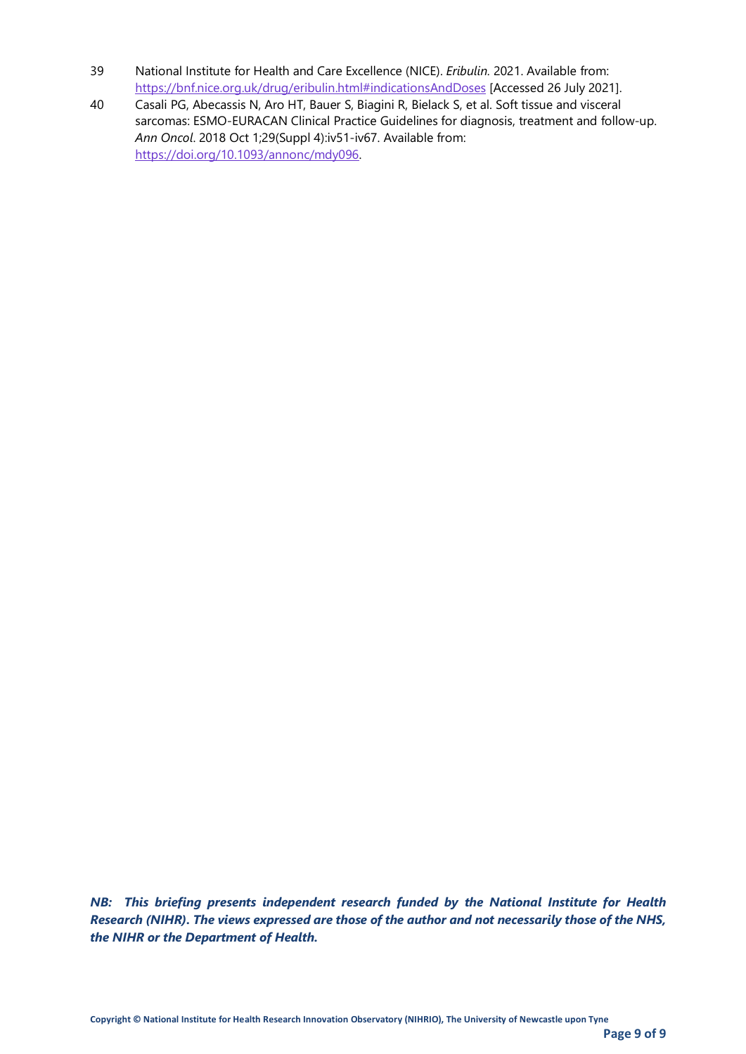39. National Institute for Health and Care Excellence (NICE). *Eribulin*. 2021. Available from: https://bnf.nice.org.uk/drug/eribulin.html#indicationsAndDoses [Accessed 26 July 2021].

40. Casali PG, Abecassis N, Aro HT, Bauer S, Biagini R, Bielack S, et al. Soft tissue and visceral sarcomas: ESMO-EURACAN Clinical Practice Guidelines for diagnosis, treatment and follow-up. *Ann Oncol*. 2018 Oct 1;29(Suppl 4):iv51-iv67. Available from: https://doi.org/10.1093/annonc/mdy096.

***NB: This briefing presents independent research funded by the National Institute for Health Research (NIHR). The views expressed are those of the author and not necessarily those of the NHS, the NIHR or the Department of Health.***

**Copyright © National Institute for Health Research Innovation Observatory (NIHRIO), The University of Newcastle upon Tyne**